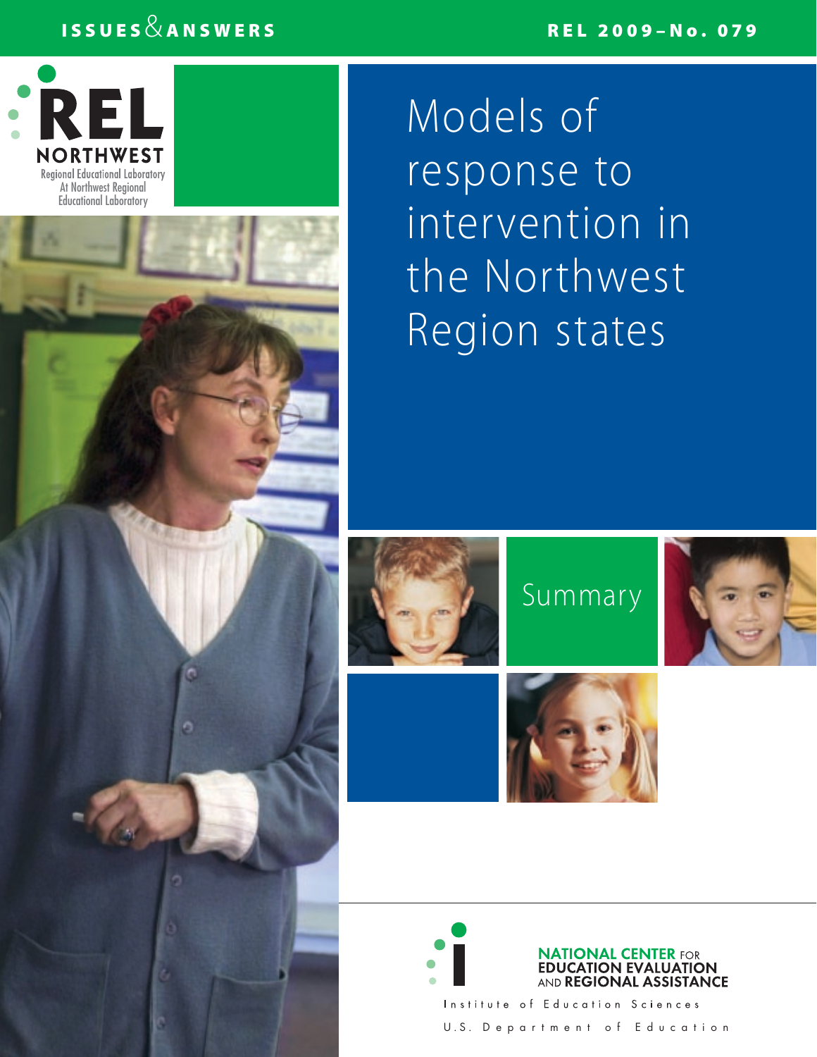ISSUES & ANSWERS

REL 2009–No. 079

REL NORTHWEST

Regional Educational Laboratory At Northwest Regional Educational Laboratory

# Models of response to intervention in the Northwest Region states

## Summary

NATIONAL CENTER FOR EDUCATION EVALUATION AND REGIONAL ASSISTANCE

Institute of Education Sciences

U.S. Department of Education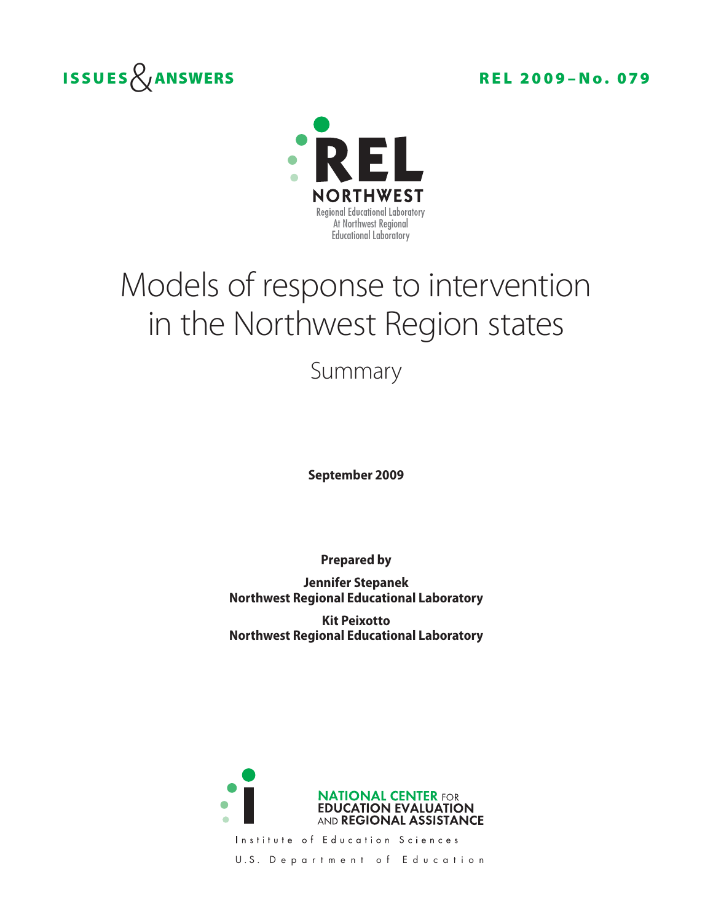ISSUES & ANSWERS

REL 2009–No. 079

REL NORTHWEST

Regional Educational Laboratory At Northwest Regional Educational Laboratory

# Models of response to intervention in the Northwest Region states

## Summary

**September 2009**

**Prepared by**

**Jennifer Stepanek**
**Northwest Regional Educational Laboratory**

**Kit Peixotto**
**Northwest Regional Educational Laboratory**

NATIONAL CENTER FOR EDUCATION EVALUATION AND REGIONAL ASSISTANCE

Institute of Education Sciences

U.S. Department of Education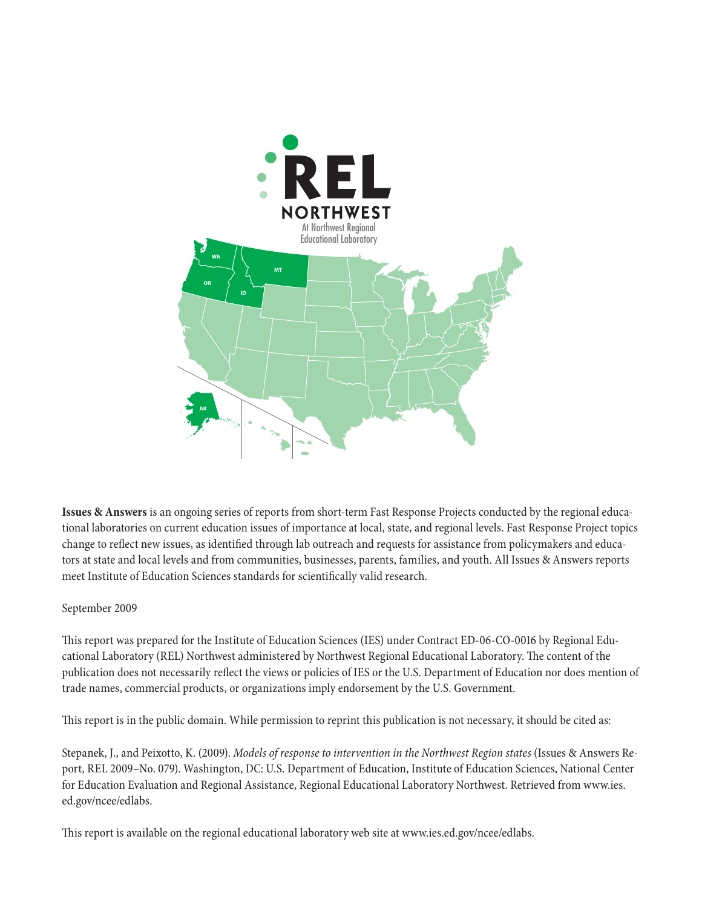**Issues & Answers** is an ongoing series of reports from short-term Fast Response Projects conducted by the regional educational laboratories on current education issues of importance at local, state, and regional levels. Fast Response Project topics change to reflect new issues, as identified through lab outreach and requests for assistance from policymakers and educators at state and local levels and from communities, businesses, parents, families, and youth. All Issues & Answers reports meet Institute of Education Sciences standards for scientifically valid research.

September 2009

This report was prepared for the Institute of Education Sciences (IES) under Contract ED-06-CO-0016 by Regional Educational Laboratory (REL) Northwest administered by Northwest Regional Educational Laboratory. The content of the publication does not necessarily reflect the views or policies of IES or the U.S. Department of Education nor does mention of trade names, commercial products, or organizations imply endorsement by the U.S. Government.

This report is in the public domain. While permission to reprint this publication is not necessary, it should be cited as:

Stepanek, J., and Peixotto, K. (2009). *Models of response to intervention in the Northwest Region states* (Issues & Answers Report, REL 2009–No. 079). Washington, DC: U.S. Department of Education, Institute of Education Sciences, National Center for Education Evaluation and Regional Assistance, Regional Educational Laboratory Northwest. Retrieved from www.ies.ed.gov/ncee/edlabs.

This report is available on the regional educational laboratory web site at www.ies.ed.gov/ncee/edlabs.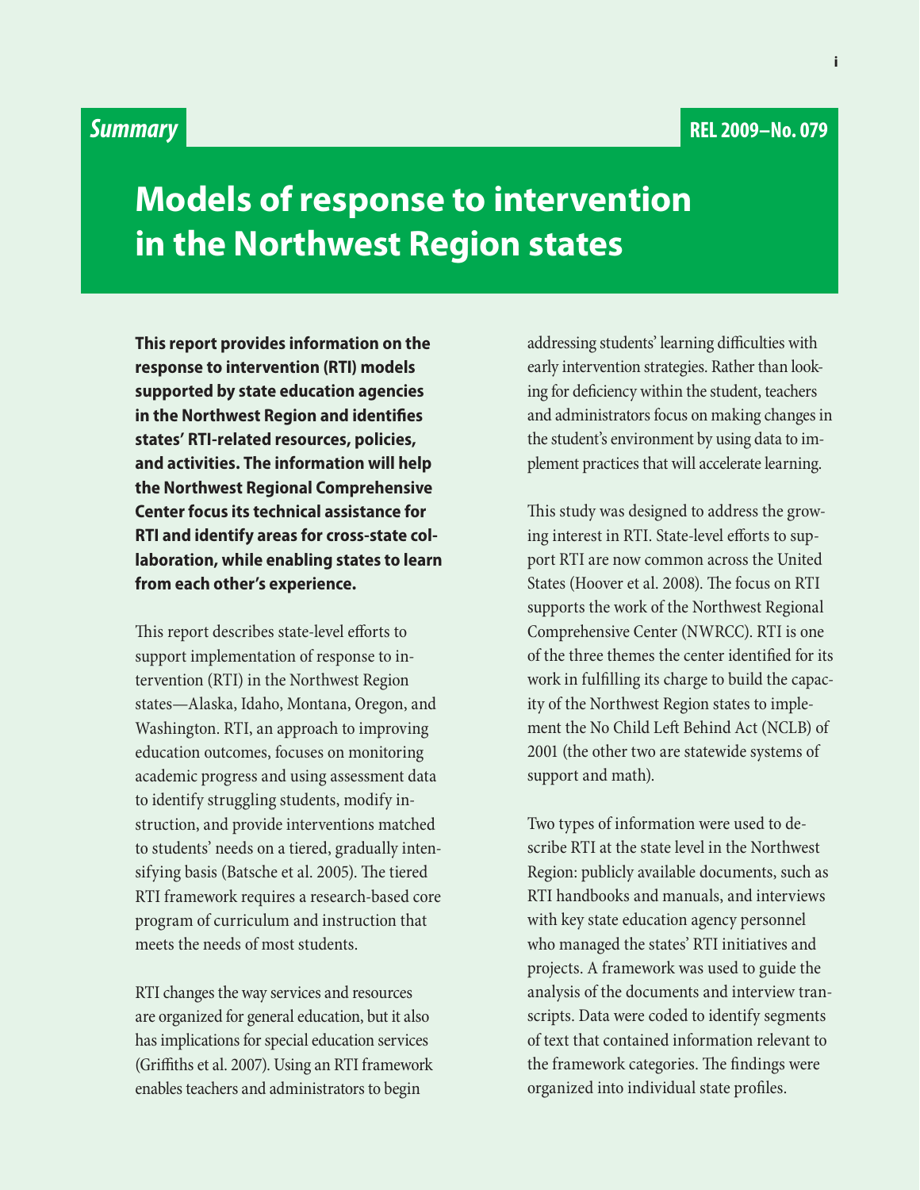*Summary*

REL 2009–No. 079

# Models of response to intervention in the Northwest Region states

**This report provides information on the response to intervention (RTI) models supported by state education agencies in the Northwest Region and identifies states' RTI-related resources, policies, and activities. The information will help the Northwest Regional Comprehensive Center focus its technical assistance for RTI and identify areas for cross-state collaboration, while enabling states to learn from each other's experience.**

This report describes state-level efforts to support implementation of response to intervention (RTI) in the Northwest Region states—Alaska, Idaho, Montana, Oregon, and Washington. RTI, an approach to improving education outcomes, focuses on monitoring academic progress and using assessment data to identify struggling students, modify instruction, and provide interventions matched to students' needs on a tiered, gradually intensifying basis (Batsche et al. 2005). The tiered RTI framework requires a research-based core program of curriculum and instruction that meets the needs of most students.

RTI changes the way services and resources are organized for general education, but it also has implications for special education services (Griffiths et al. 2007). Using an RTI framework enables teachers and administrators to begin addressing students' learning difficulties with early intervention strategies. Rather than looking for deficiency within the student, teachers and administrators focus on making changes in the student's environment by using data to implement practices that will accelerate learning.

This study was designed to address the growing interest in RTI. State-level efforts to support RTI are now common across the United States (Hoover et al. 2008). The focus on RTI supports the work of the Northwest Regional Comprehensive Center (NWRCC). RTI is one of the three themes the center identified for its work in fulfilling its charge to build the capacity of the Northwest Region states to implement the No Child Left Behind Act (NCLB) of 2001 (the other two are statewide systems of support and math).

Two types of information were used to describe RTI at the state level in the Northwest Region: publicly available documents, such as RTI handbooks and manuals, and interviews with key state education agency personnel who managed the states' RTI initiatives and projects. A framework was used to guide the analysis of the documents and interview transcripts. Data were coded to identify segments of text that contained information relevant to the framework categories. The findings were organized into individual state profiles.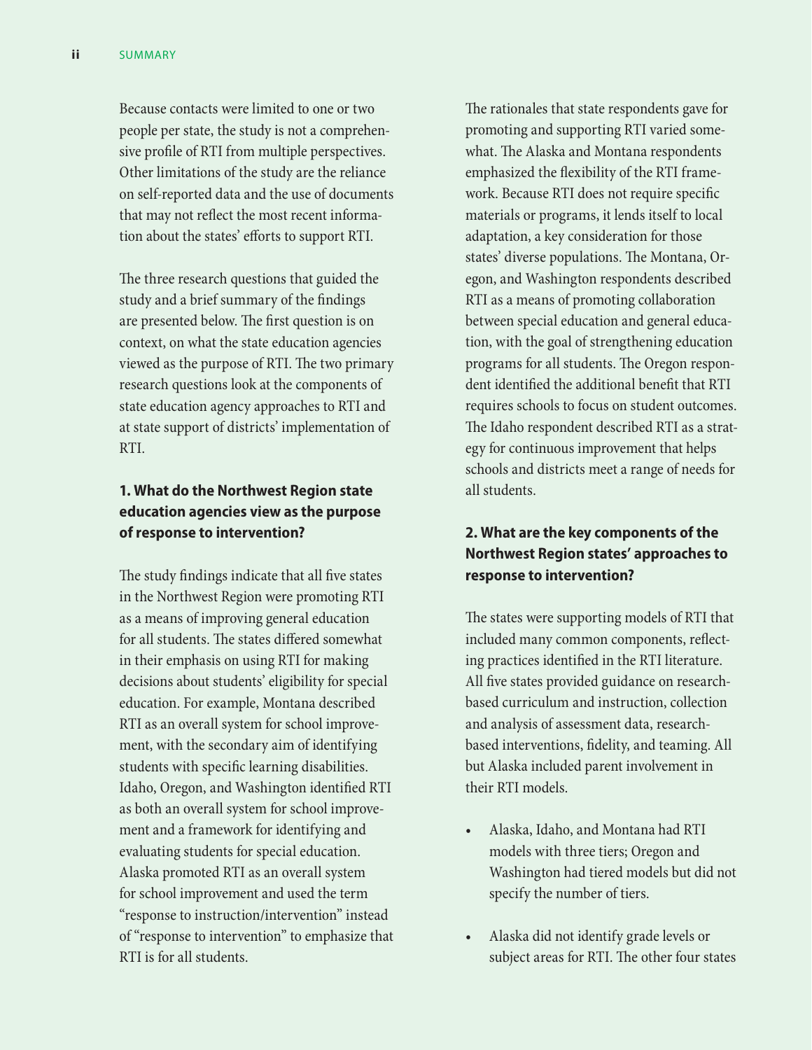Because contacts were limited to one or two people per state, the study is not a comprehensive profile of RTI from multiple perspectives. Other limitations of the study are the reliance on self-reported data and the use of documents that may not reflect the most recent information about the states' efforts to support RTI.

The three research questions that guided the study and a brief summary of the findings are presented below. The first question is on context, on what the state education agencies viewed as the purpose of RTI. The two primary research questions look at the components of state education agency approaches to RTI and at state support of districts' implementation of RTI.

### 1. What do the Northwest Region state education agencies view as the purpose of response to intervention?

The study findings indicate that all five states in the Northwest Region were promoting RTI as a means of improving general education for all students. The states differed somewhat in their emphasis on using RTI for making decisions about students' eligibility for special education. For example, Montana described RTI as an overall system for school improvement, with the secondary aim of identifying students with specific learning disabilities. Idaho, Oregon, and Washington identified RTI as both an overall system for school improvement and a framework for identifying and evaluating students for special education. Alaska promoted RTI as an overall system for school improvement and used the term "response to instruction/intervention" instead of "response to intervention" to emphasize that RTI is for all students.

The rationales that state respondents gave for promoting and supporting RTI varied somewhat. The Alaska and Montana respondents emphasized the flexibility of the RTI framework. Because RTI does not require specific materials or programs, it lends itself to local adaptation, a key consideration for those states' diverse populations. The Montana, Oregon, and Washington respondents described RTI as a means of promoting collaboration between special education and general education, with the goal of strengthening education programs for all students. The Oregon respondent identified the additional benefit that RTI requires schools to focus on student outcomes. The Idaho respondent described RTI as a strategy for continuous improvement that helps schools and districts meet a range of needs for all students.

### 2. What are the key components of the Northwest Region states' approaches to response to intervention?

The states were supporting models of RTI that included many common components, reflecting practices identified in the RTI literature. All five states provided guidance on research-based curriculum and instruction, collection and analysis of assessment data, research-based interventions, fidelity, and teaming. All but Alaska included parent involvement in their RTI models.

- Alaska, Idaho, and Montana had RTI models with three tiers; Oregon and Washington had tiered models but did not specify the number of tiers.
- Alaska did not identify grade levels or subject areas for RTI. The other four states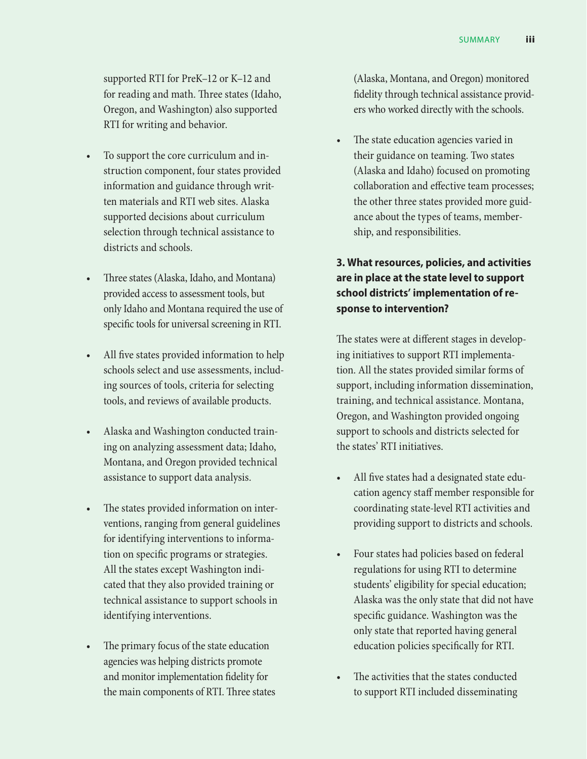supported RTI for PreK–12 or K–12 and for reading and math. Three states (Idaho, Oregon, and Washington) also supported RTI for writing and behavior.

- To support the core curriculum and instruction component, four states provided information and guidance through written materials and RTI web sites. Alaska supported decisions about curriculum selection through technical assistance to districts and schools.
- Three states (Alaska, Idaho, and Montana) provided access to assessment tools, but only Idaho and Montana required the use of specific tools for universal screening in RTI.
- All five states provided information to help schools select and use assessments, including sources of tools, criteria for selecting tools, and reviews of available products.
- Alaska and Washington conducted training on analyzing assessment data; Idaho, Montana, and Oregon provided technical assistance to support data analysis.
- The states provided information on interventions, ranging from general guidelines for identifying interventions to information on specific programs or strategies. All the states except Washington indicated that they also provided training or technical assistance to support schools in identifying interventions.
- The primary focus of the state education agencies was helping districts promote and monitor implementation fidelity for the main components of RTI. Three states (Alaska, Montana, and Oregon) monitored fidelity through technical assistance providers who worked directly with the schools.
- The state education agencies varied in their guidance on teaming. Two states (Alaska and Idaho) focused on promoting collaboration and effective team processes; the other three states provided more guidance about the types of teams, membership, and responsibilities.

**3. What resources, policies, and activities are in place at the state level to support school districts' implementation of response to intervention?**

The states were at different stages in developing initiatives to support RTI implementation. All the states provided similar forms of support, including information dissemination, training, and technical assistance. Montana, Oregon, and Washington provided ongoing support to schools and districts selected for the states' RTI initiatives.

- All five states had a designated state education agency staff member responsible for coordinating state-level RTI activities and providing support to districts and schools.
- Four states had policies based on federal regulations for using RTI to determine students' eligibility for special education; Alaska was the only state that did not have specific guidance. Washington was the only state that reported having general education policies specifically for RTI.
- The activities that the states conducted to support RTI included disseminating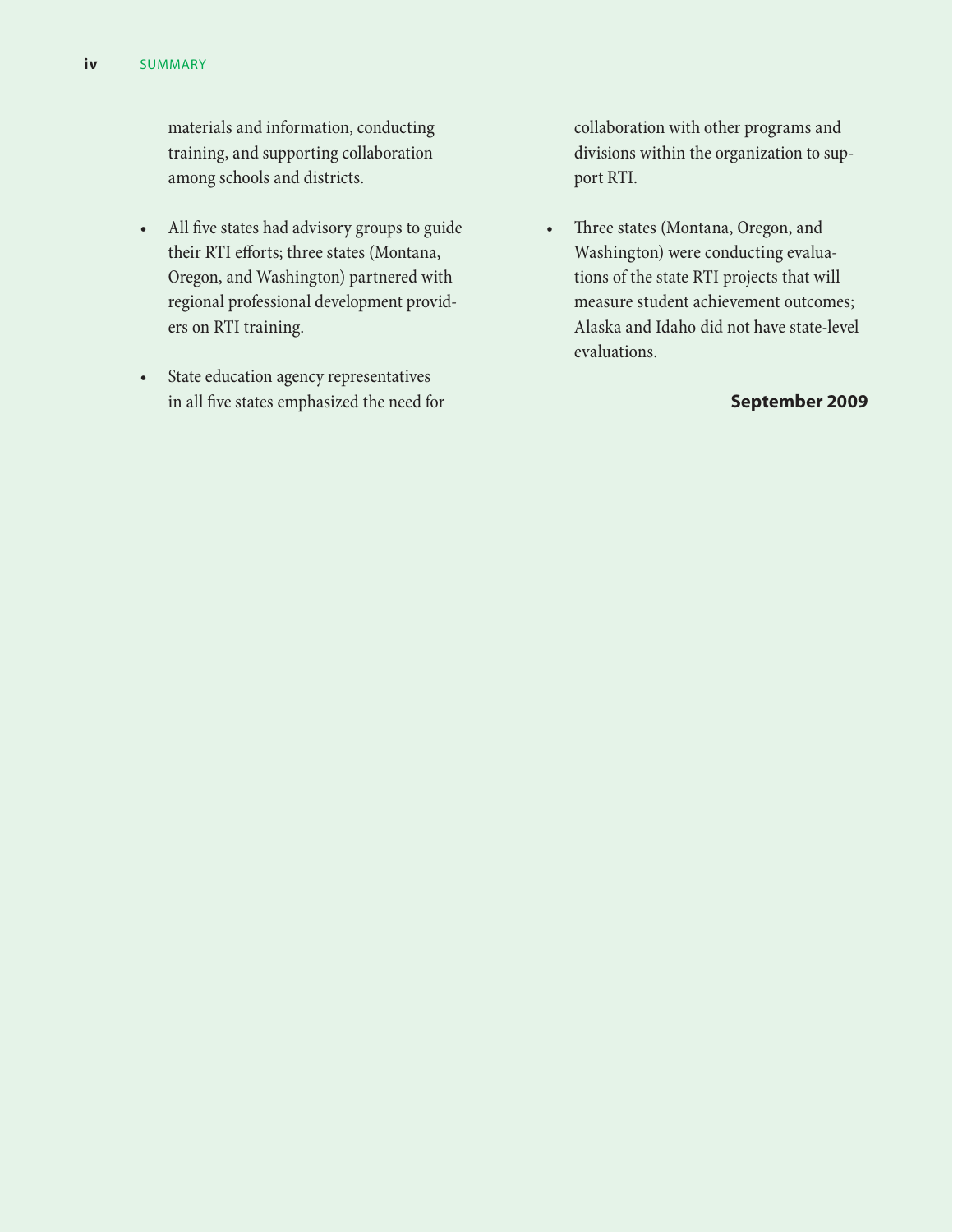materials and information, conducting training, and supporting collaboration among schools and districts.

- All five states had advisory groups to guide their RTI efforts; three states (Montana, Oregon, and Washington) partnered with regional professional development providers on RTI training.
- State education agency representatives in all five states emphasized the need for collaboration with other programs and divisions within the organization to support RTI.
- Three states (Montana, Oregon, and Washington) were conducting evaluations of the state RTI projects that will measure student achievement outcomes; Alaska and Idaho did not have state-level evaluations.

**September 2009**